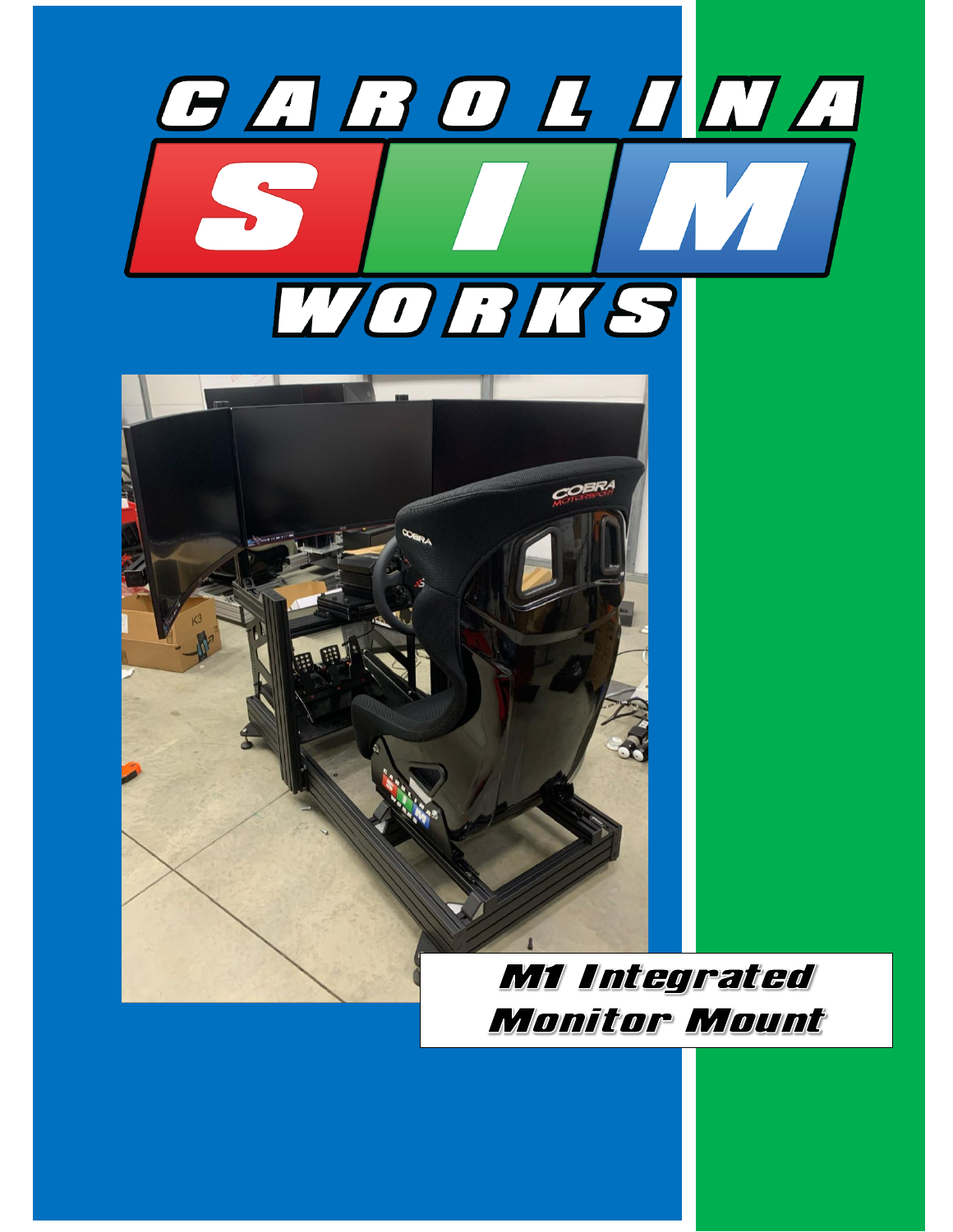# CAROLINA SIM WORKS

# M1 Integrated Monitor Mount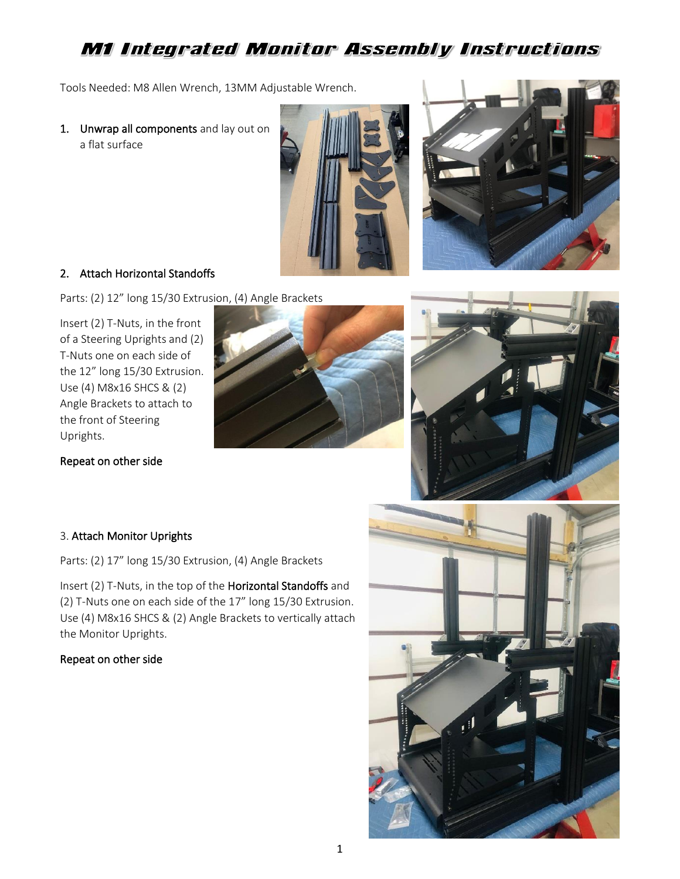# M1 Integrated Monitor Assembly Instructions

Tools Needed: M8 Allen Wrench, 13MM Adjustable Wrench.

1. **Unwrap all components** and lay out on a flat surface

2. **Attach Horizontal Standoffs**

Parts: (2) 12" long 15/30 Extrusion, (4) Angle Brackets

Insert (2) T-Nuts, in the front of a Steering Uprights and (2) T-Nuts one on each side of the 12" long 15/30 Extrusion. Use (4) M8x16 SHCS & (2) Angle Brackets to attach to the front of Steering Uprights.

**Repeat on other side**

3. **Attach Monitor Uprights**

Parts: (2) 17" long 15/30 Extrusion, (4) Angle Brackets

Insert (2) T-Nuts, in the top of the **Horizontal Standoffs** and (2) T-Nuts one on each side of the 17" long 15/30 Extrusion. Use (4) M8x16 SHCS & (2) Angle Brackets to vertically attach the Monitor Uprights.

**Repeat on other side**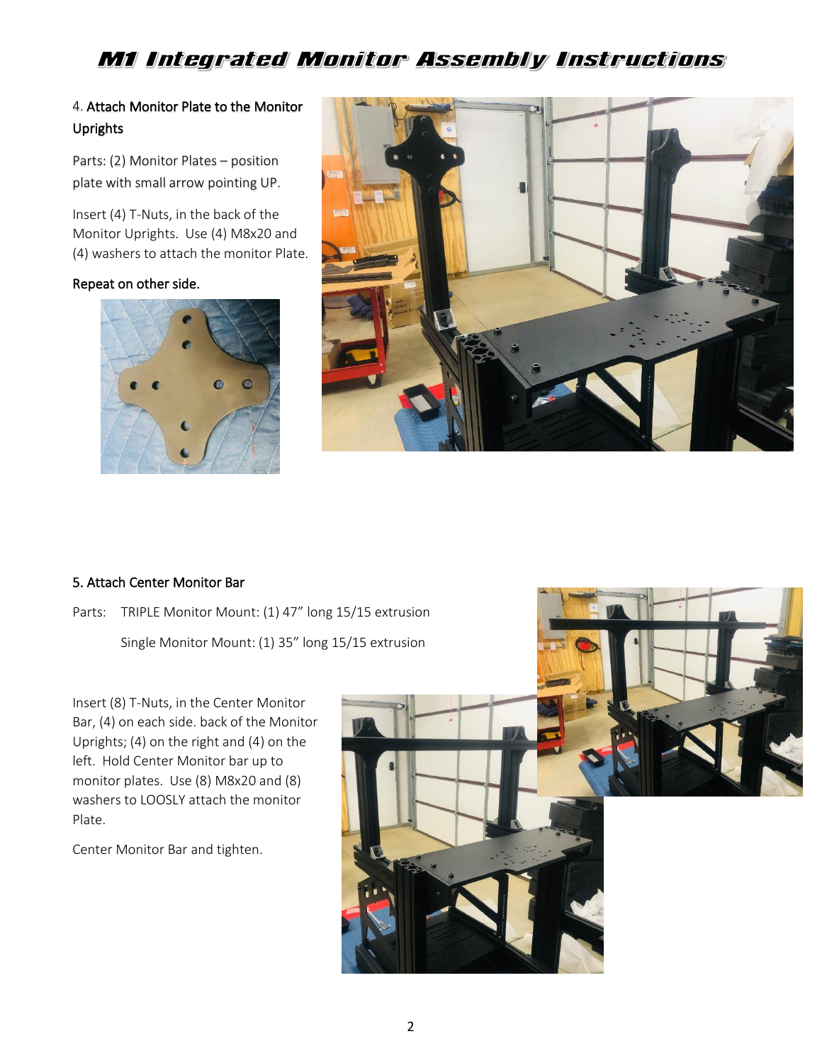# M1 Integrated Monitor Assembly Instructions

### 4. Attach Monitor Plate to the Monitor Uprights

Parts: (2) Monitor Plates – position plate with small arrow pointing UP.

Insert (4) T-Nuts, in the back of the Monitor Uprights. Use (4) M8x20 and (4) washers to attach the monitor Plate.

Repeat on other side.

### 5. Attach Center Monitor Bar

Parts: TRIPLE Monitor Mount: (1) 47" long 15/15 extrusion

Single Monitor Mount: (1) 35" long 15/15 extrusion

Insert (8) T-Nuts, in the Center Monitor Bar, (4) on each side. back of the Monitor Uprights; (4) on the right and (4) on the left. Hold Center Monitor bar up to monitor plates. Use (8) M8x20 and (8) washers to LOOSLY attach the monitor Plate.

Center Monitor Bar and tighten.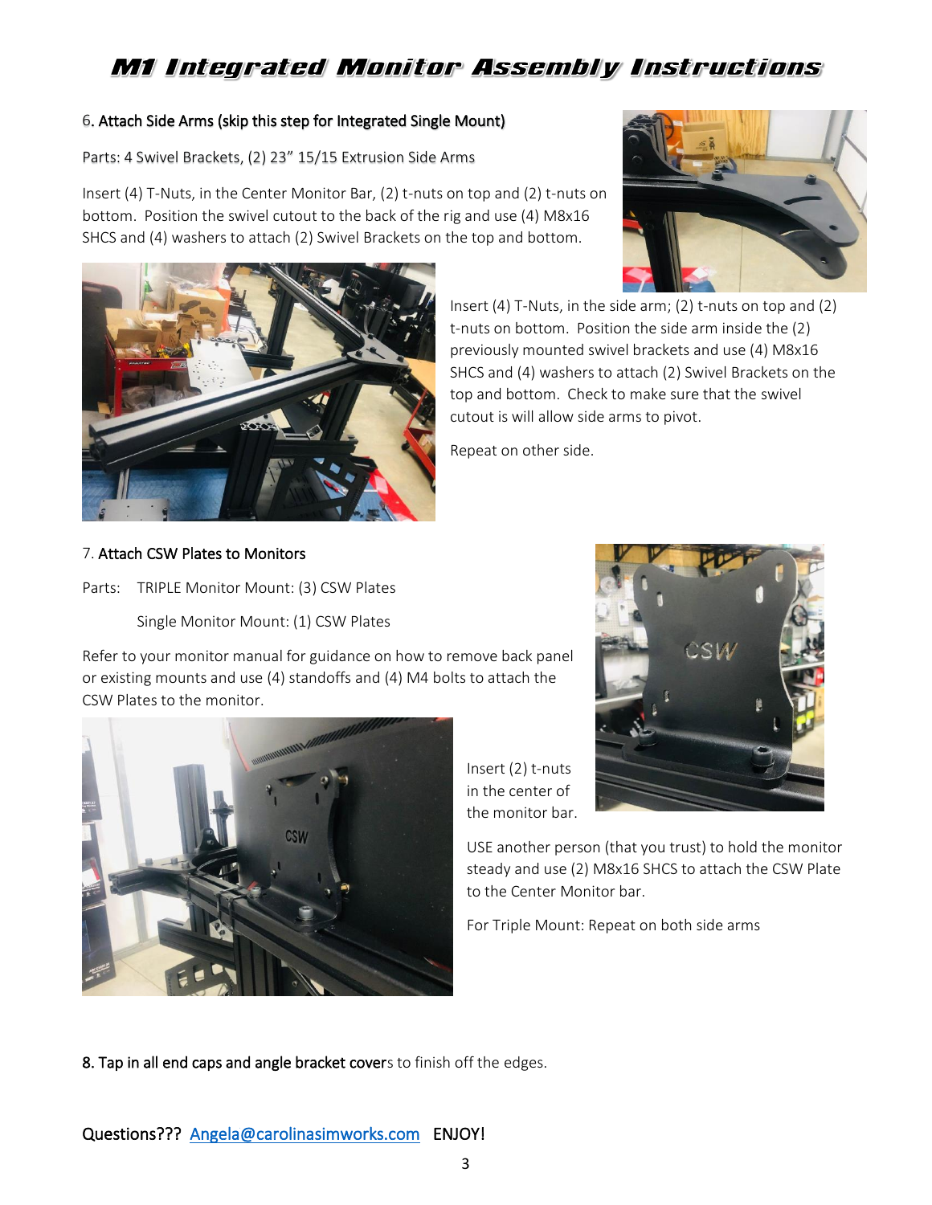# M1 Integrated Monitor Assembly Instructions

6. **Attach Side Arms (skip this step for Integrated Single Mount)**

Parts: 4 Swivel Brackets, (2) 23" 15/15 Extrusion Side Arms

Insert (4) T-Nuts, in the Center Monitor Bar, (2) t-nuts on top and (2) t-nuts on bottom. Position the swivel cutout to the back of the rig and use (4) M8x16 SHCS and (4) washers to attach (2) Swivel Brackets on the top and bottom.

Insert (4) T-Nuts, in the side arm; (2) t-nuts on top and (2) t-nuts on bottom. Position the side arm inside the (2) previously mounted swivel brackets and use (4) M8x16 SHCS and (4) washers to attach (2) Swivel Brackets on the top and bottom. Check to make sure that the swivel cutout is will allow side arms to pivot.

Repeat on other side.

7. **Attach CSW Plates to Monitors**

Parts: TRIPLE Monitor Mount: (3) CSW Plates

Single Monitor Mount: (1) CSW Plates

Refer to your monitor manual for guidance on how to remove back panel or existing mounts and use (4) standoffs and (4) M4 bolts to attach the CSW Plates to the monitor.

Insert (2) t-nuts in the center of the monitor bar.

USE another person (that you trust) to hold the monitor steady and use (2) M8x16 SHCS to attach the CSW Plate to the Center Monitor bar.

For Triple Mount: Repeat on both side arms

**8. Tap in all end caps and angle bracket covers** to finish off the edges.

Questions??? Angela@carolinasimworks.com ENJOY!